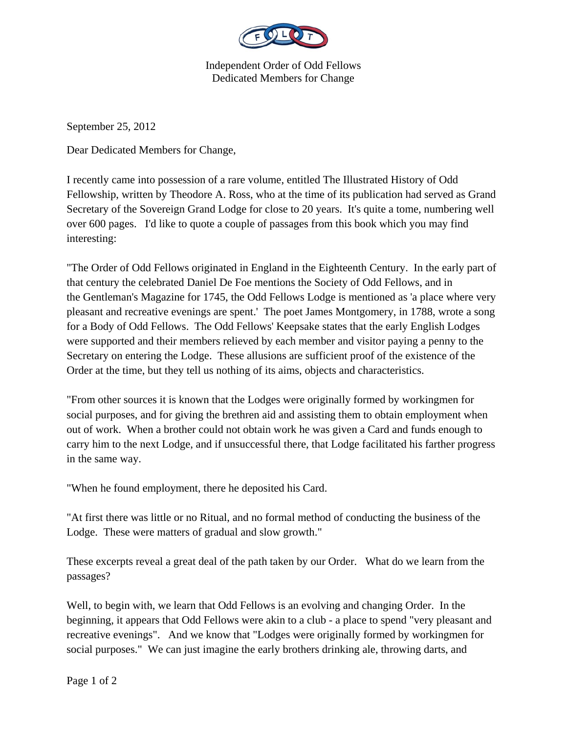Independent Order of Odd Fellows
Dedicated Members for Change

September 25, 2012

Dear Dedicated Members for Change,

I recently came into possession of a rare volume, entitled The Illustrated History of Odd Fellowship, written by Theodore A. Ross, who at the time of its publication had served as Grand Secretary of the Sovereign Grand Lodge for close to 20 years. It's quite a tome, numbering well over 600 pages. I'd like to quote a couple of passages from this book which you may find interesting:

"The Order of Odd Fellows originated in England in the Eighteenth Century. In the early part of that century the celebrated Daniel De Foe mentions the Society of Odd Fellows, and in the Gentleman's Magazine for 1745, the Odd Fellows Lodge is mentioned as 'a place where very pleasant and recreative evenings are spent.' The poet James Montgomery, in 1788, wrote a song for a Body of Odd Fellows. The Odd Fellows' Keepsake states that the early English Lodges were supported and their members relieved by each member and visitor paying a penny to the Secretary on entering the Lodge. These allusions are sufficient proof of the existence of the Order at the time, but they tell us nothing of its aims, objects and characteristics.

"From other sources it is known that the Lodges were originally formed by workingmen for social purposes, and for giving the brethren aid and assisting them to obtain employment when out of work. When a brother could not obtain work he was given a Card and funds enough to carry him to the next Lodge, and if unsuccessful there, that Lodge facilitated his farther progress in the same way.

"When he found employment, there he deposited his Card.

"At first there was little or no Ritual, and no formal method of conducting the business of the Lodge. These were matters of gradual and slow growth."

These excerpts reveal a great deal of the path taken by our Order. What do we learn from the passages?

Well, to begin with, we learn that Odd Fellows is an evolving and changing Order. In the beginning, it appears that Odd Fellows were akin to a club - a place to spend "very pleasant and recreative evenings". And we know that "Lodges were originally formed by workingmen for social purposes." We can just imagine the early brothers drinking ale, throwing darts, and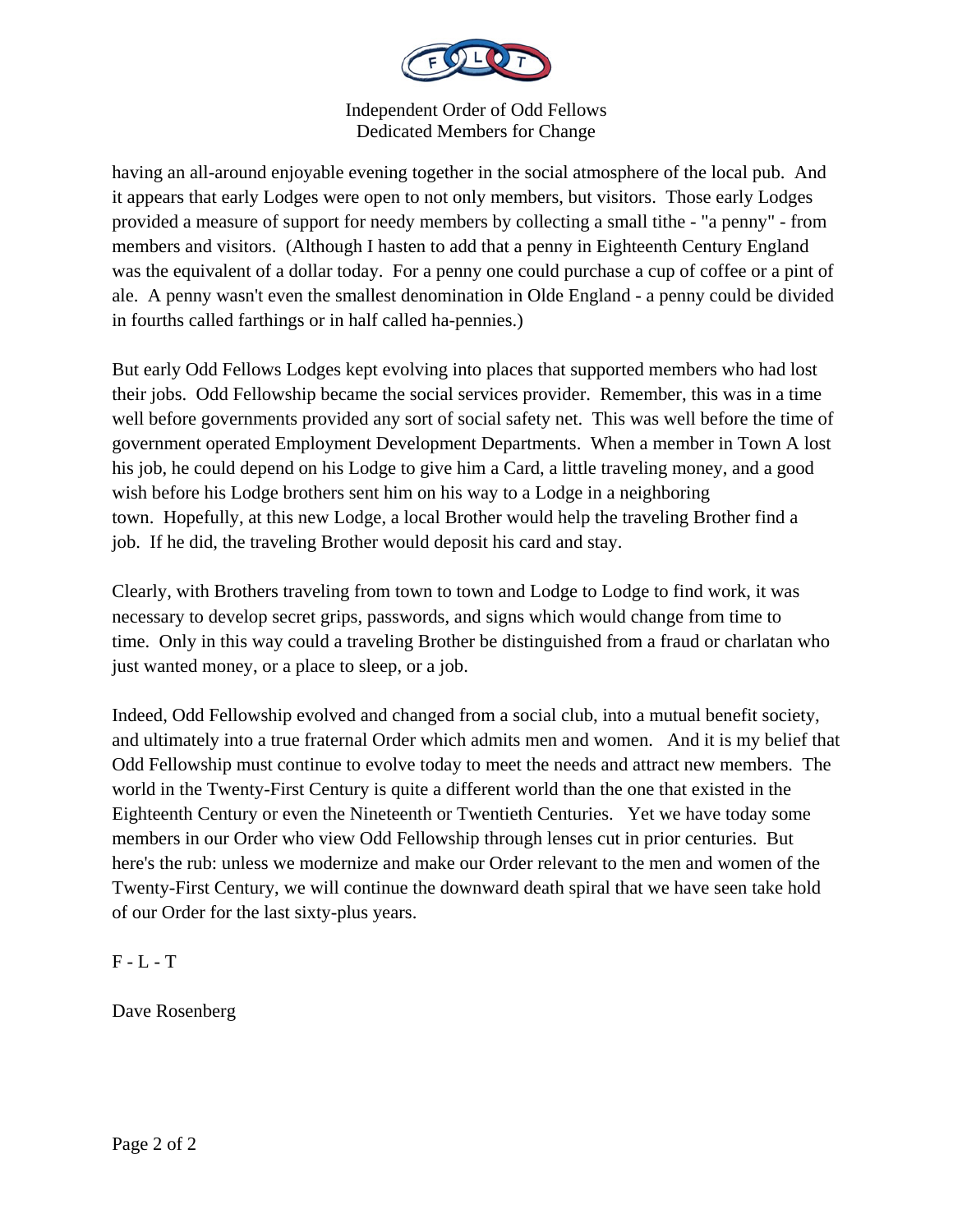having an all-around enjoyable evening together in the social atmosphere of the local pub. And it appears that early Lodges were open to not only members, but visitors. Those early Lodges provided a measure of support for needy members by collecting a small tithe - "a penny" - from members and visitors. (Although I hasten to add that a penny in Eighteenth Century England was the equivalent of a dollar today. For a penny one could purchase a cup of coffee or a pint of ale. A penny wasn't even the smallest denomination in Olde England - a penny could be divided in fourths called farthings or in half called ha-pennies.)

But early Odd Fellows Lodges kept evolving into places that supported members who had lost their jobs. Odd Fellowship became the social services provider. Remember, this was in a time well before governments provided any sort of social safety net. This was well before the time of government operated Employment Development Departments. When a member in Town A lost his job, he could depend on his Lodge to give him a Card, a little traveling money, and a good wish before his Lodge brothers sent him on his way to a Lodge in a neighboring town. Hopefully, at this new Lodge, a local Brother would help the traveling Brother find a job. If he did, the traveling Brother would deposit his card and stay.

Clearly, with Brothers traveling from town to town and Lodge to Lodge to find work, it was necessary to develop secret grips, passwords, and signs which would change from time to time. Only in this way could a traveling Brother be distinguished from a fraud or charlatan who just wanted money, or a place to sleep, or a job.

Indeed, Odd Fellowship evolved and changed from a social club, into a mutual benefit society, and ultimately into a true fraternal Order which admits men and women. And it is my belief that Odd Fellowship must continue to evolve today to meet the needs and attract new members. The world in the Twenty-First Century is quite a different world than the one that existed in the Eighteenth Century or even the Nineteenth or Twentieth Centuries. Yet we have today some members in our Order who view Odd Fellowship through lenses cut in prior centuries. But here's the rub: unless we modernize and make our Order relevant to the men and women of the Twenty-First Century, we will continue the downward death spiral that we have seen take hold of our Order for the last sixty-plus years.

F - L - T

Dave Rosenberg